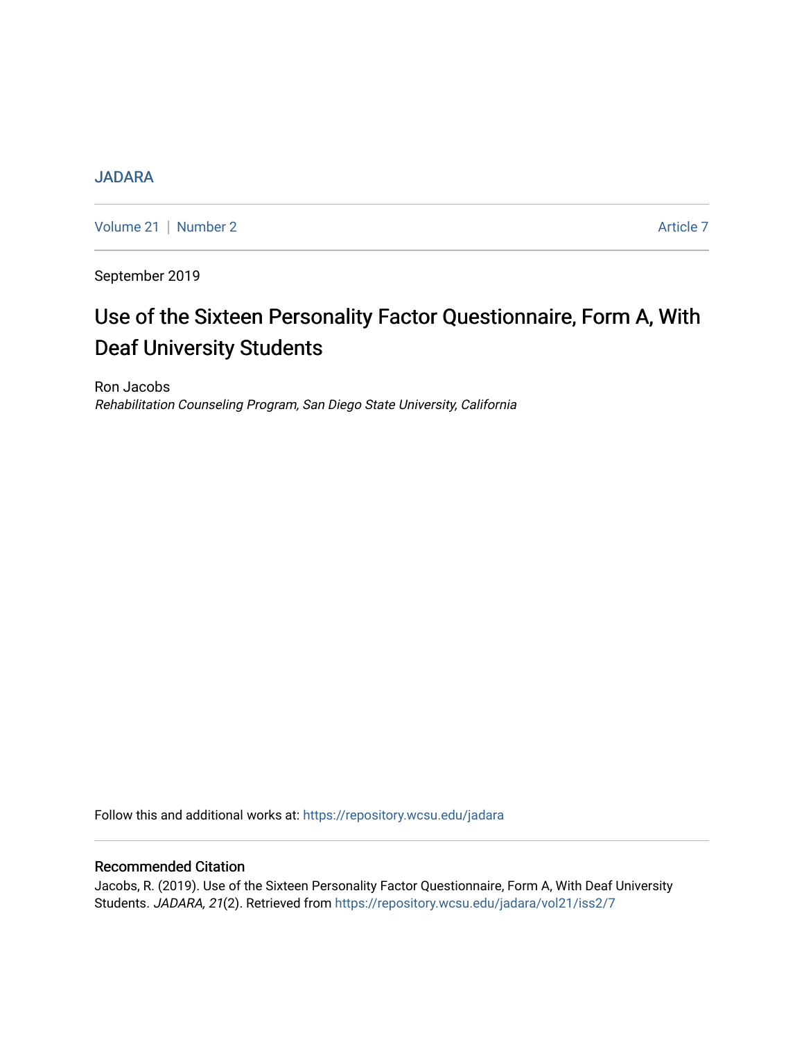JADARA

Volume 21 | Number 2 Article 7

September 2019

# Use of the Sixteen Personality Factor Questionnaire, Form A, With Deaf University Students

Ron Jacobs

*Rehabilitation Counseling Program, San Diego State University, California*

Follow this and additional works at: https://repository.wcsu.edu/jadara

## Recommended Citation

Jacobs, R. (2019). Use of the Sixteen Personality Factor Questionnaire, Form A, With Deaf University Students. *JADARA, 21*(2). Retrieved from https://repository.wcsu.edu/jadara/vol21/iss2/7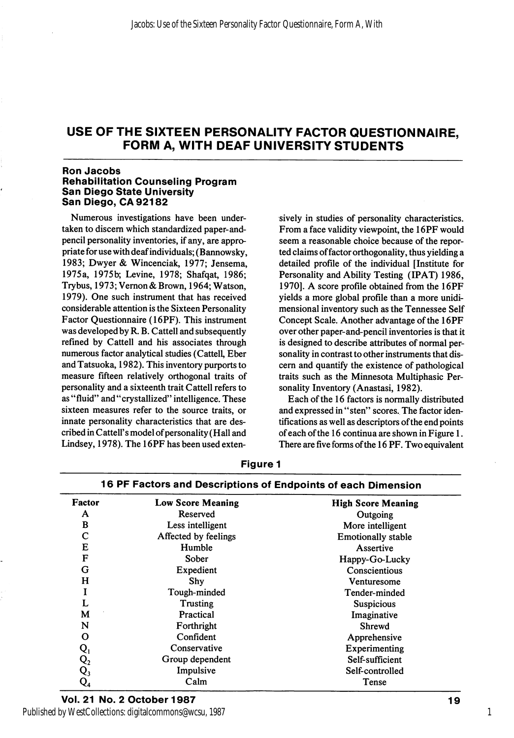# USE OF THE SIXTEEN PERSONALITY FACTOR QUESTIONNAIRE, FORM A, WITH DEAF UNIVERSITY STUDENTS

**Ron Jacobs**
**Rehabilitation Counseling Program**
**San Diego State University**
**San Diego, CA 92182**

Numerous investigations have been undertaken to discern which standardized paper-and-pencil personality inventories, if any, are appropriate for use with deaf individuals; (Bannowsky, 1983; Dwyer & Wincenciak, 1977; Jensema, 1975a, 1975b; Levine, 1978; Shafqat, 1986; Trybus, 1973; Vernon & Brown, 1964; Watson, 1979). One such instrument that has received considerable attention is the Sixteen Personality Factor Questionnaire (16PF). This instrument was developed by R. B. Cattell and subsequently refined by Cattell and his associates through numerous factor analytical studies (Cattell, Eber and Tatsuoka, 1982). This inventory purports to measure fifteen relatively orthogonal traits of personality and a sixteenth trait Cattell refers to as "fluid" and "crystallized" intelligence. These sixteen measures refer to the source traits, or innate personality characteristics that are described in Cattell's model of personality (Hall and Lindsey, 1978). The 16PF has been used extensively in studies of personality characteristics. From a face validity viewpoint, the 16PF would seem a reasonable choice because of the reported claims of factor orthogonality, thus yielding a detailed profile of the individual [Institute for Personality and Ability Testing (IPAT) 1986, 1970]. A score profile obtained from the 16PF yields a more global profile than a more unidimensional inventory such as the Tennessee Self Concept Scale. Another advantage of the 16PF over other paper-and-pencil inventories is that it is designed to describe attributes of normal personality in contrast to other instruments that discern and quantify the existence of pathological traits such as the Minnesota Multiphasic Personality Inventory (Anastasi, 1982).

Each of the 16 factors is normally distributed and expressed in "sten" scores. The factor identifications as well as descriptors of the end points of each of the 16 continua are shown in Figure 1. There are five forms of the 16 PF. Two equivalent

**Figure 1**

**16 PF Factors and Descriptions of Endpoints of each Dimension**

| Factor | Low Score Meaning | High Score Meaning |
|---|---|---|
| A | Reserved | Outgoing |
| B | Less intelligent | More intelligent |
| C | Affected by feelings | Emotionally stable |
| E | Humble | Assertive |
| F | Sober | Happy-Go-Lucky |
| G | Expedient | Conscientious |
| H | Shy | Venturesome |
| I | Tough-minded | Tender-minded |
| L | Trusting | Suspicious |
| M | Practical | Imaginative |
| N | Forthright | Shrewd |
| O | Confident | Apprehensive |
| $Q_1$ | Conservative | Experimenting |
| $Q_2$ | Group dependent | Self-sufficient |
| $Q_3$ | Impulsive | Self-controlled |
| $Q_4$ | Calm | Tense |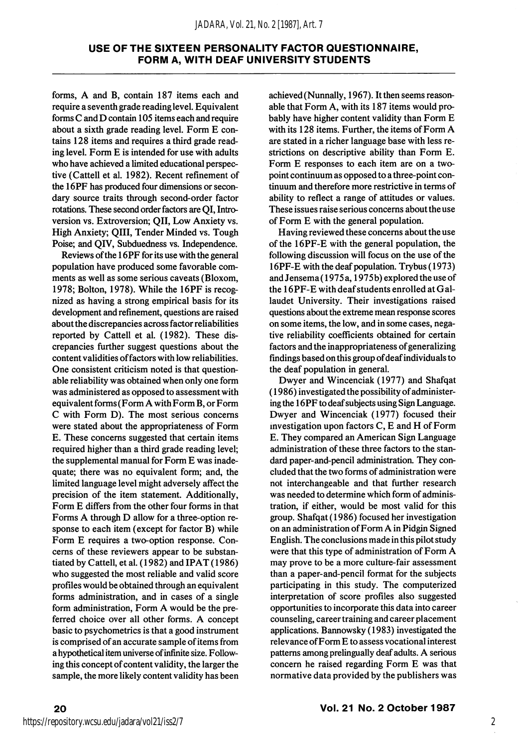forms, A and B, contain 187 items each and require a seventh grade reading level. Equivalent forms C and D contain 105 items each and require about a sixth grade reading level. Form E contains 128 items and requires a third grade reading level. Form E is intended for use with adults who have achieved a limited educational perspective (Cattell et al. 1982). Recent refinement of the 16PF has produced four dimensions or secondary source traits through second-order factor rotations. These second order factors are QI, Introversion vs. Extroversion; QII, Low Anxiety vs. High Anxiety; QIII, Tender Minded vs. Tough Poise; and QIV, Subduedness vs. Independence.

Reviews of the 16PF for its use with the general population have produced some favorable comments as well as some serious caveats (Bloxom, 1978; Bolton, 1978). While the 16PF is recognized as having a strong empirical basis for its development and refinement, questions are raised about the discrepancies across factor reliabilities reported by Cattell et al. (1982). These discrepancies further suggest questions about the content validities of factors with low reliabilities. One consistent criticism noted is that questionable reliability was obtained when only one form was administered as opposed to assessment with equivalent forms (Form A with Form B, or Form C with Form D). The most serious concerns were stated about the appropriateness of Form E. These concerns suggested that certain items required higher than a third grade reading level; the supplemental manual for Form E was inadequate; there was no equivalent form; and, the limited language level might adversely affect the precision of the item statement. Additionally, Form E differs from the other four forms in that Forms A through D allow for a three-option response to each item (except for factor B) while Form E requires a two-option response. Concerns of these reviewers appear to be substantiated by Cattell, et al. (1982) and IPAT (1986) who suggested the most reliable and valid score profiles would be obtained through an equivalent forms administration, and in cases of a single form administration, Form A would be the preferred choice over all other forms. A concept basic to psychometrics is that a good instrument is comprised of an accurate sample of items from a hypothetical item universe of infinite size. Following this concept of content validity, the larger the sample, the more likely content validity has been achieved (Nunnally, 1967). It then seems reasonable that Form A, with its 187 items would probably have higher content validity than Form E with its 128 items. Further, the items of Form A are stated in a richer language base with less restrictions on descriptive ability than Form E. Form E responses to each item are on a two-point continuum as opposed to a three-point continuum and therefore more restrictive in terms of ability to reflect a range of attitudes or values. These issues raise serious concerns about the use of Form E with the general population.

Having reviewed these concerns about the use of the 16PF-E with the general population, the following discussion will focus on the use of the 16PF-E with the deaf population. Trybus (1973) and Jensema (1975a, 1975b) explored the use of the 16PF-E with deaf students enrolled at Gallaudet University. Their investigations raised questions about the extreme mean response scores on some items, the low, and in some cases, negative reliability coefficients obtained for certain factors and the inappropriateness of generalizing findings based on this group of deaf individuals to the deaf population in general.

Dwyer and Wincenciak (1977) and Shafqat (1986) investigated the possibility of administering the 16PF to deaf subjects using Sign Language. Dwyer and Wincenciak (1977) focused their investigation upon factors C, E and H of Form E. They compared an American Sign Language administration of these three factors to the standard paper-and-pencil administration. They concluded that the two forms of administration were not interchangeable and that further research was needed to determine which form of administration, if either, would be most valid for this group. Shafqat (1986) focused her investigation on an administration of Form A in Pidgin Signed English. The conclusions made in this pilot study were that this type of administration of Form A may prove to be a more culture-fair assessment than a paper-and-pencil format for the subjects participating in this study. The computerized interpretation of score profiles also suggested opportunities to incorporate this data into career counseling, career training and career placement applications. Bannowsky (1983) investigated the relevance of Form E to assess vocational interest patterns among prelingually deaf adults. A serious concern he raised regarding Form E was that normative data provided by the publishers was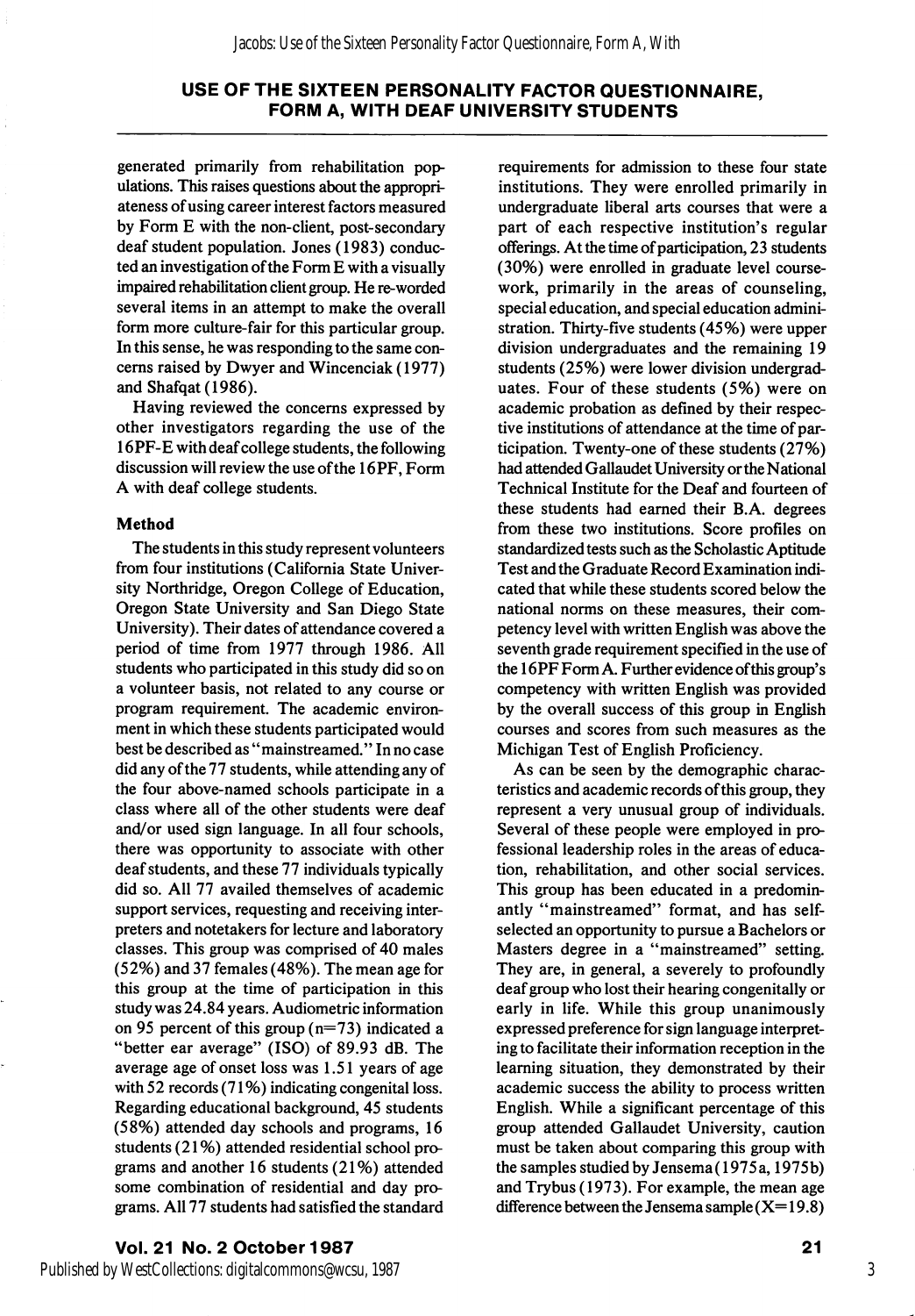# USE OF THE SIXTEEN PERSONALITY FACTOR QUESTIONNAIRE, FORM A, WITH DEAF UNIVERSITY STUDENTS

generated primarily from rehabilitation populations. This raises questions about the appropriateness of using career interest factors measured by Form E with the non-client, post-secondary deaf student population. Jones (1983) conducted an investigation of the Form E with a visually impaired rehabilitation client group. He re-worded several items in an attempt to make the overall form more culture-fair for this particular group. In this sense, he was responding to the same concerns raised by Dwyer and Wincenciak (1977) and Shafqat (1986).

Having reviewed the concerns expressed by other investigators regarding the use of the 16PF-E with deaf college students, the following discussion will review the use of the 16PF, Form A with deaf college students.

### Method

The students in this study represent volunteers from four institutions (California State University Northridge, Oregon College of Education, Oregon State University and San Diego State University). Their dates of attendance covered a period of time from 1977 through 1986. All students who participated in this study did so on a volunteer basis, not related to any course or program requirement. The academic environment in which these students participated would best be described as "mainstreamed." In no case did any of the 77 students, while attending any of the four above-named schools participate in a class where all of the other students were deaf and/or used sign language. In all four schools, there was opportunity to associate with other deaf students, and these 77 individuals typically did so. All 77 availed themselves of academic support services, requesting and receiving interpreters and notetakers for lecture and laboratory classes. This group was comprised of 40 males (52%) and 37 females (48%). The mean age for this group at the time of participation in this study was 24.84 years. Audiometric information on 95 percent of this group (n=73) indicated a "better ear average" (ISO) of 89.93 dB. The average age of onset loss was 1.51 years of age with 52 records (71%) indicating congenital loss. Regarding educational background, 45 students (58%) attended day schools and programs, 16 students (21%) attended residential school programs and another 16 students (21%) attended some combination of residential and day programs. All 77 students had satisfied the standard requirements for admission to these four state institutions. They were enrolled primarily in undergraduate liberal arts courses that were a part of each respective institution's regular offerings. At the time of participation, 23 students (30%) were enrolled in graduate level coursework, primarily in the areas of counseling, special education, and special education administration. Thirty-five students (45%) were upper division undergraduates and the remaining 19 students (25%) were lower division undergraduates. Four of these students (5%) were on academic probation as defined by their respective institutions of attendance at the time of participation. Twenty-one of these students (27%) had attended Gallaudet University or the National Technical Institute for the Deaf and fourteen of these students had earned their B.A. degrees from these two institutions. Score profiles on standardized tests such as the Scholastic Aptitude Test and the Graduate Record Examination indicated that while these students scored below the national norms on these measures, their competency level with written English was above the seventh grade requirement specified in the use of the 16PF Form A. Further evidence of this group's competency with written English was provided by the overall success of this group in English courses and scores from such measures as the Michigan Test of English Proficiency.

As can be seen by the demographic characteristics and academic records of this group, they represent a very unusual group of individuals. Several of these people were employed in professional leadership roles in the areas of education, rehabilitation, and other social services. This group has been educated in a predominantly "mainstreamed" format, and has self-selected an opportunity to pursue a Bachelors or Masters degree in a "mainstreamed" setting. They are, in general, a severely to profoundly deaf group who lost their hearing congenitally or early in life. While this group unanimously expressed preference for sign language interpreting to facilitate their information reception in the learning situation, they demonstrated by their academic success the ability to process written English. While a significant percentage of this group attended Gallaudet University, caution must be taken about comparing this group with the samples studied by Jensema (1975a, 1975b) and Trybus (1973). For example, the mean age difference between the Jensema sample (X=19.8)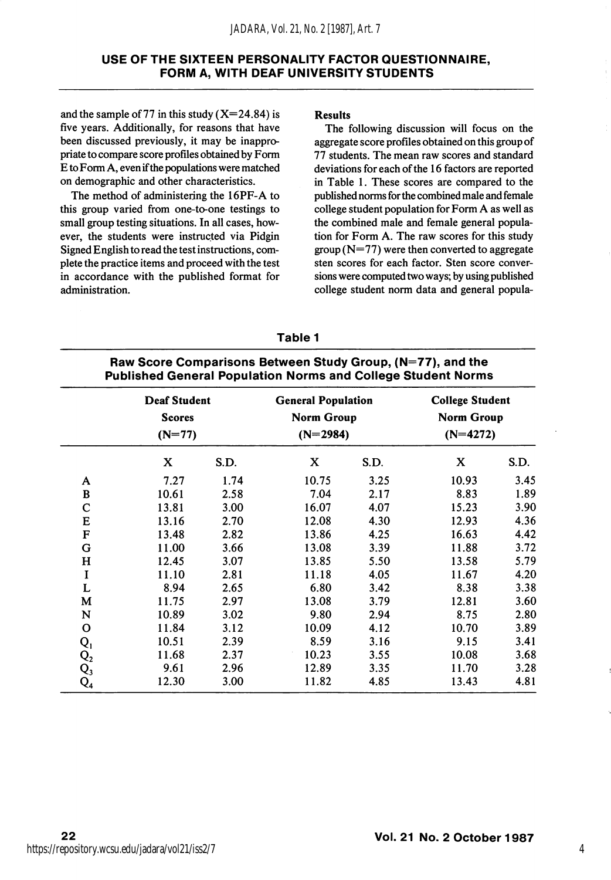and the sample of 77 in this study (X=24.84) is five years. Additionally, for reasons that have been discussed previously, it may be inappropriate to compare score profiles obtained by Form E to Form A, even if the populations were matched on demographic and other characteristics.

The method of administering the 16PF-A to this group varied from one-to-one testings to small group testing situations. In all cases, however, the students were instructed via Pidgin Signed English to read the test instructions, complete the practice items and proceed with the test in accordance with the published format for administration.

**Results**

The following discussion will focus on the aggregate score profiles obtained on this group of 77 students. The mean raw scores and standard deviations for each of the 16 factors are reported in Table 1. These scores are compared to the published norms for the combined male and female college student population for Form A as well as the combined male and female general population for Form A. The raw scores for this study group (N=77) were then converted to aggregate sten scores for each factor. Sten score conversions were computed two ways; by using published college student norm data and general popula-

**Table 1**

**Raw Score Comparisons Between Study Group, (N=77), and the Published General Population Norms and College Student Norms**

| | Deaf Student Scores (N=77) | | General Population Norm Group (N=2984) | | College Student Norm Group (N=4272) | |
|---|---|---|---|---|---|---|
| | X | S.D. | X | S.D. | X | S.D. |
| A | 7.27 | 1.74 | 10.75 | 3.25 | 10.93 | 3.45 |
| B | 10.61 | 2.58 | 7.04 | 2.17 | 8.83 | 1.89 |
| C | 13.81 | 3.00 | 16.07 | 4.07 | 15.23 | 3.90 |
| E | 13.16 | 2.70 | 12.08 | 4.30 | 12.93 | 4.36 |
| F | 13.48 | 2.82 | 13.86 | 4.25 | 16.63 | 4.42 |
| G | 11.00 | 3.66 | 13.08 | 3.39 | 11.88 | 3.72 |
| H | 12.45 | 3.07 | 13.85 | 5.50 | 13.58 | 5.79 |
| I | 11.10 | 2.81 | 11.18 | 4.05 | 11.67 | 4.20 |
| L | 8.94 | 2.65 | 6.80 | 3.42 | 8.38 | 3.38 |
| M | 11.75 | 2.97 | 13.08 | 3.79 | 12.81 | 3.60 |
| N | 10.89 | 3.02 | 9.80 | 2.94 | 8.75 | 2.80 |
| O | 11.84 | 3.12 | 10.09 | 4.12 | 10.70 | 3.89 |
| $Q_1$ | 10.51 | 2.39 | 8.59 | 3.16 | 9.15 | 3.41 |
| $Q_2$ | 11.68 | 2.37 | 10.23 | 3.55 | 10.08 | 3.68 |
| $Q_3$ | 9.61 | 2.96 | 12.89 | 3.35 | 11.70 | 3.28 |
| $Q_4$ | 12.30 | 3.00 | 11.82 | 4.85 | 13.43 | 4.81 |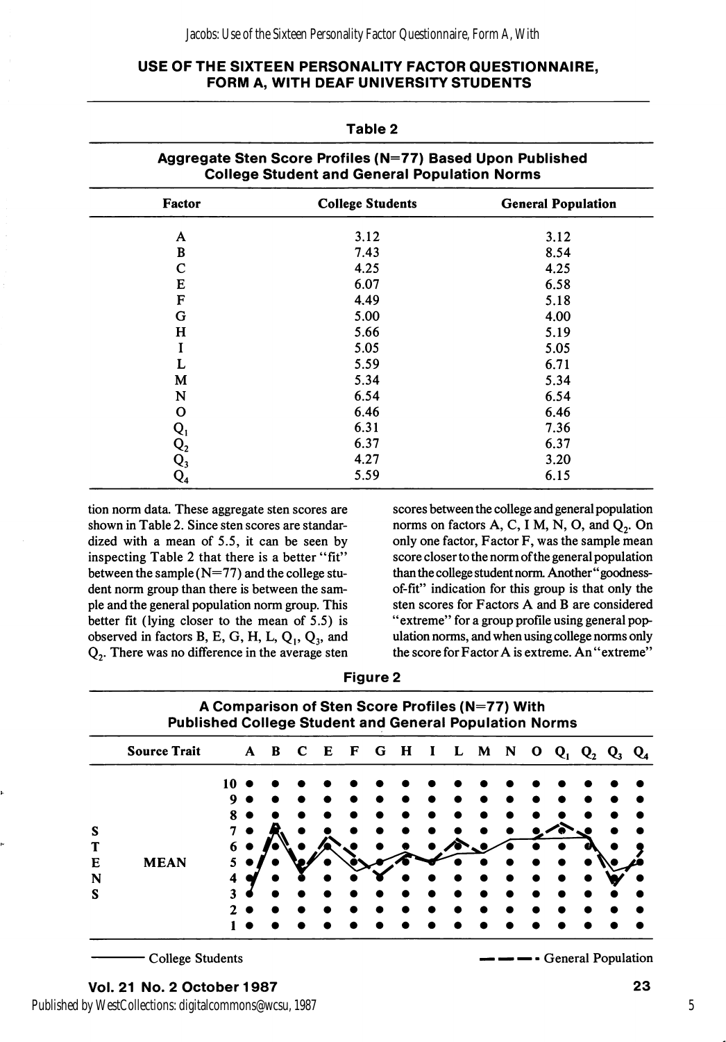## USE OF THE SIXTEEN PERSONALITY FACTOR QUESTIONNAIRE, FORM A, WITH DEAF UNIVERSITY STUDENTS

**Table 2**

**Aggregate Sten Score Profiles (N=77) Based Upon Published College Student and General Population Norms**

| Factor | College Students | General Population |
|---|---|---|
| A | 3.12 | 3.12 |
| B | 7.43 | 8.54 |
| C | 4.25 | 4.25 |
| E | 6.07 | 6.58 |
| F | 4.49 | 5.18 |
| G | 5.00 | 4.00 |
| H | 5.66 | 5.19 |
| I | 5.05 | 5.05 |
| L | 5.59 | 6.71 |
| M | 5.34 | 5.34 |
| N | 6.54 | 6.54 |
| O | 6.46 | 6.46 |
| $Q_1$ | 6.31 | 7.36 |
| $Q_2$ | 6.37 | 6.37 |
| $Q_3$ | 4.27 | 3.20 |
| $Q_4$ | 5.59 | 6.15 |

tion norm data. These aggregate sten scores are shown in Table 2. Since sten scores are standardized with a mean of 5.5, it can be seen by inspecting Table 2 that there is a better "fit" between the sample (N=77) and the college student norm group than there is between the sample and the general population norm group. This better fit (lying closer to the mean of 5.5) is observed in factors B, E, G, H, L, $Q_1$, $Q_3$, and $Q_2$. There was no difference in the average sten scores between the college and general population norms on factors A, C, I M, N, O, and $Q_2$. On only one factor, Factor F, was the sample mean score closer to the norm of the general population than the college student norm. Another "goodness-of-fit" indication for this group is that only the sten scores for Factors A and B are considered "extreme" for a group profile using general population norms, and when using college norms only the score for Factor A is extreme. An "extreme"

**Figure 2**

**A Comparison of Sten Score Profiles (N=77) With Published College Student and General Population Norms**

——— College Students

— — — General Population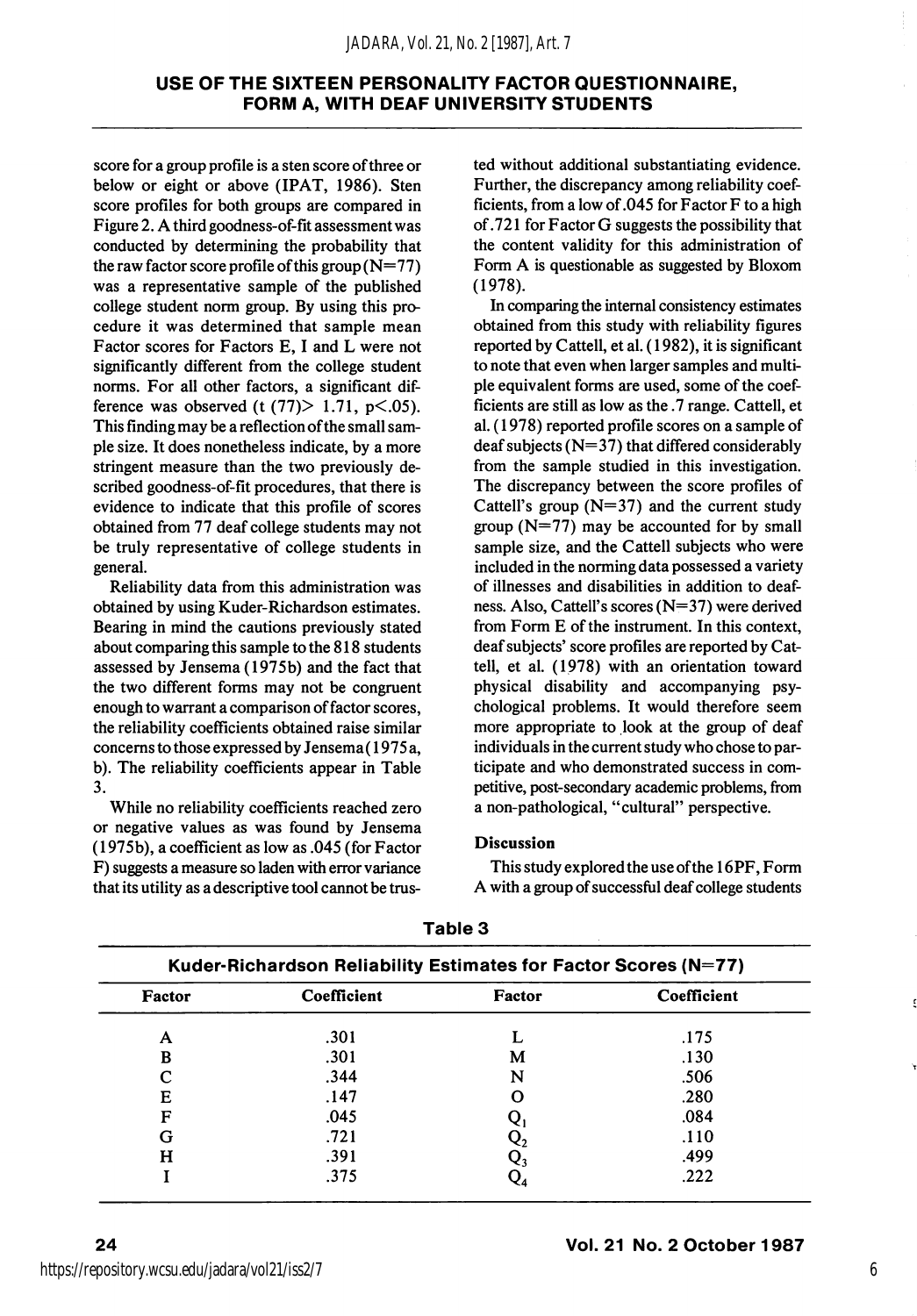score for a group profile is a sten score of three or below or eight or above (IPAT, 1986). Sten score profiles for both groups are compared in Figure 2. A third goodness-of-fit assessment was conducted by determining the probability that the raw factor score profile of this group (N=77) was a representative sample of the published college student norm group. By using this procedure it was determined that sample mean Factor scores for Factors E, I and L were not significantly different from the college student norms. For all other factors, a significant difference was observed ($t(77) > 1.71$, $p < .05$). This finding may be a reflection of the small sample size. It does nonetheless indicate, by a more stringent measure than the two previously described goodness-of-fit procedures, that there is evidence to indicate that this profile of scores obtained from 77 deaf college students may not be truly representative of college students in general.

Reliability data from this administration was obtained by using Kuder-Richardson estimates. Bearing in mind the cautions previously stated about comparing this sample to the 818 students assessed by Jensema (1975b) and the fact that the two different forms may not be congruent enough to warrant a comparison of factor scores, the reliability coefficients obtained raise similar concerns to those expressed by Jensema (1975a, b). The reliability coefficients appear in Table 3.

While no reliability coefficients reached zero or negative values as was found by Jensema (1975b), a coefficient as low as .045 (for Factor F) suggests a measure so laden with error variance that its utility as a descriptive tool cannot be trusted without additional substantiating evidence. Further, the discrepancy among reliability coefficients, from a low of .045 for Factor F to a high of .721 for Factor G suggests the possibility that the content validity for this administration of Form A is questionable as suggested by Bloxom (1978).

In comparing the internal consistency estimates obtained from this study with reliability figures reported by Cattell, et al. (1982), it is significant to note that even when larger samples and multiple equivalent forms are used, some of the coefficients are still as low as the .7 range. Cattell, et al. (1978) reported profile scores on a sample of deaf subjects (N=37) that differed considerably from the sample studied in this investigation. The discrepancy between the score profiles of Cattell's group (N=37) and the current study group (N=77) may be accounted for by small sample size, and the Cattell subjects who were included in the norming data possessed a variety of illnesses and disabilities in addition to deafness. Also, Cattell's scores (N=37) were derived from Form E of the instrument. In this context, deaf subjects' score profiles are reported by Cattell, et al. (1978) with an orientation toward physical disability and accompanying psychological problems. It would therefore seem more appropriate to look at the group of deaf individuals in the current study who chose to participate and who demonstrated success in competitive, post-secondary academic problems, from a non-pathological, "cultural" perspective.

### Discussion

This study explored the use of the 16PF, Form A with a group of successful deaf college students

**Table 3**

**Kuder-Richardson Reliability Estimates for Factor Scores (N=77)**

| Factor | Coefficient | Factor | Coefficient |
|---|---|---|---|
| A | .301 | L | .175 |
| B | .301 | M | .130 |
| C | .344 | N | .506 |
| E | .147 | O | .280 |
| F | .045 | $Q_1$ | .084 |
| G | .721 | $Q_2$ | .110 |
| H | .391 | $Q_3$ | .499 |
| I | .375 | $Q_4$ | .222 |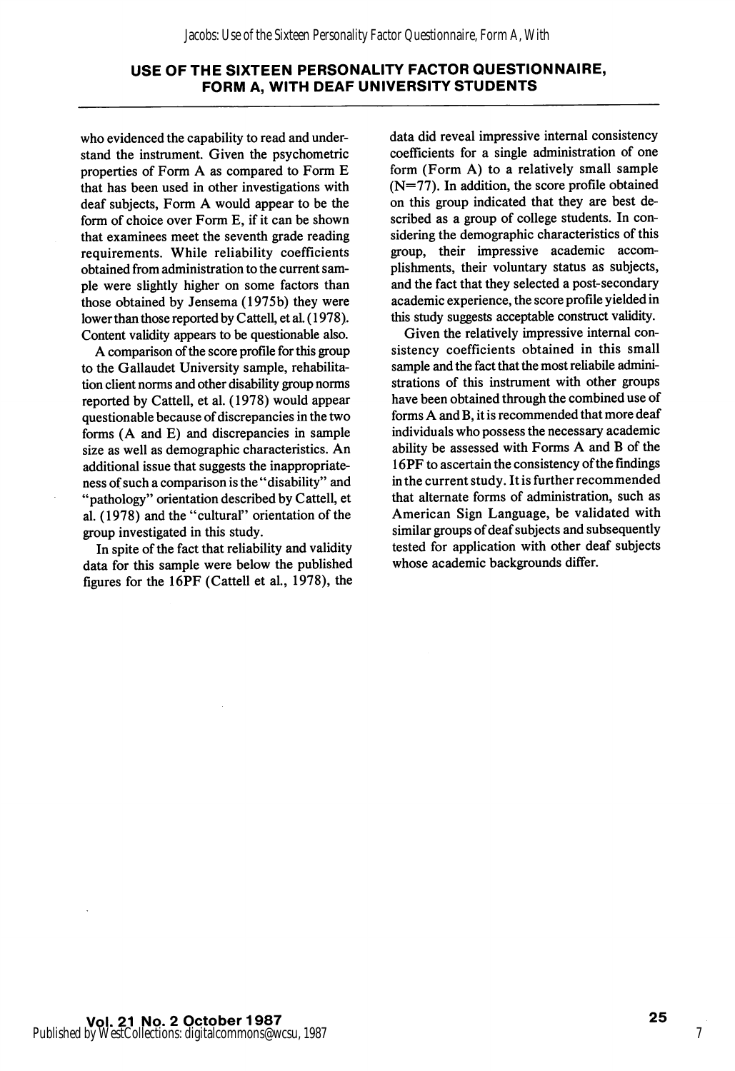# USE OF THE SIXTEEN PERSONALITY FACTOR QUESTIONNAIRE, FORM A, WITH DEAF UNIVERSITY STUDENTS

who evidenced the capability to read and understand the instrument. Given the psychometric properties of Form A as compared to Form E that has been used in other investigations with deaf subjects, Form A would appear to be the form of choice over Form E, if it can be shown that examinees meet the seventh grade reading requirements. While reliability coefficients obtained from administration to the current sample were slightly higher on some factors than those obtained by Jensema (1975b) they were lower than those reported by Cattell, et al. (1978). Content validity appears to be questionable also.

A comparison of the score profile for this group to the Gallaudet University sample, rehabilitation client norms and other disability group norms reported by Cattell, et al. (1978) would appear questionable because of discrepancies in the two forms (A and E) and discrepancies in sample size as well as demographic characteristics. An additional issue that suggests the inappropriateness of such a comparison is the "disability" and "pathology" orientation described by Cattell, et al. (1978) and the "cultural" orientation of the group investigated in this study.

In spite of the fact that reliability and validity data for this sample were below the published figures for the 16PF (Cattell et al., 1978), the data did reveal impressive internal consistency coefficients for a single administration of one form (Form A) to a relatively small sample (N=77). In addition, the score profile obtained on this group indicated that they are best described as a group of college students. In considering the demographic characteristics of this group, their impressive academic accomplishments, their voluntary status as subjects, and the fact that they selected a post-secondary academic experience, the score profile yielded in this study suggests acceptable construct validity.

Given the relatively impressive internal consistency coefficients obtained in this small sample and the fact that the most reliabile administrations of this instrument with other groups have been obtained through the combined use of forms A and B, it is recommended that more deaf individuals who possess the necessary academic ability be assessed with Forms A and B of the 16PF to ascertain the consistency of the findings in the current study. It is further recommended that alternate forms of administration, such as American Sign Language, be validated with similar groups of deaf subjects and subsequently tested for application with other deaf subjects whose academic backgrounds differ.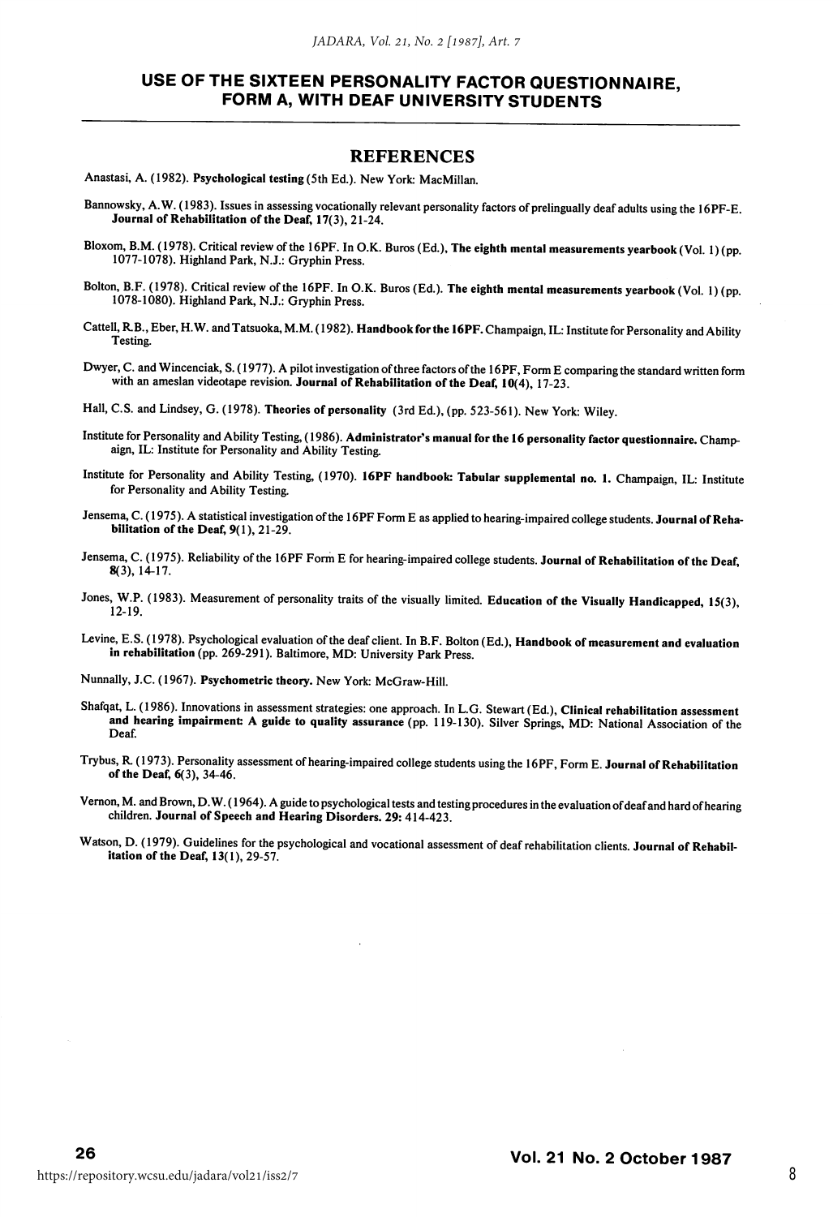## REFERENCES

Anastasi, A. (1982). **Psychological testing** (5th Ed.). New York: MacMillan.

Bannowsky, A.W. (1983). Issues in assessing vocationally relevant personality factors of prelingually deaf adults using the 16PF-E. **Journal of Rehabilitation of the Deaf, 17**(3), 21-24.

Bloxom, B.M. (1978). Critical review of the 16PF. In O.K. Buros (Ed.), **The eighth mental measurements yearbook** (Vol. 1) (pp. 1077-1078). Highland Park, N.J.: Gryphin Press.

Bolton, B.F. (1978). Critical review of the 16PF. In O.K. Buros (Ed.). **The eighth mental measurements yearbook** (Vol. 1) (pp. 1078-1080). Highland Park, N.J.: Gryphin Press.

Cattell, R.B., Eber, H.W. and Tatsuoka, M.M. (1982). **Handbook for the 16PF.** Champaign, IL: Institute for Personality and Ability Testing.

Dwyer, C. and Wincenciak, S. (1977). A pilot investigation of three factors of the 16PF, Form E comparing the standard written form with an ameslan videotape revision. **Journal of Rehabilitation of the Deaf, 10**(4), 17-23.

Hall, C.S. and Lindsey, G. (1978). **Theories of personality** (3rd Ed.), (pp. 523-561). New York: Wiley.

Institute for Personality and Ability Testing, (1986). **Administrator's manual for the 16 personality factor questionnaire.** Champaign, IL: Institute for Personality and Ability Testing.

Institute for Personality and Ability Testing, (1970). **16PF handbook: Tabular supplemental no. 1.** Champaign, IL: Institute for Personality and Ability Testing.

Jensema, C. (1975). A statistical investigation of the 16PF Form E as applied to hearing-impaired college students. **Journal of Rehabilitation of the Deaf, 9**(1), 21-29.

Jensema, C. (1975). Reliability of the 16PF Form E for hearing-impaired college students. **Journal of Rehabilitation of the Deaf, 8**(3), 14-17.

Jones, W.P. (1983). Measurement of personality traits of the visually limited. **Education of the Visually Handicapped, 15**(3), 12-19.

Levine, E.S. (1978). Psychological evaluation of the deaf client. In B.F. Bolton (Ed.), **Handbook of measurement and evaluation in rehabilitation** (pp. 269-291). Baltimore, MD: University Park Press.

Nunnally, J.C. (1967). **Psychometric theory.** New York: McGraw-Hill.

Shafqat, L. (1986). Innovations in assessment strategies: one approach. In L.G. Stewart (Ed.), **Clinical rehabilitation assessment and hearing impairment: A guide to quality assurance** (pp. 119-130). Silver Springs, MD: National Association of the Deaf.

Trybus, R. (1973). Personality assessment of hearing-impaired college students using the 16PF, Form E. **Journal of Rehabilitation of the Deaf, 6**(3), 34-46.

Vernon, M. and Brown, D.W. (1964). A guide to psychological tests and testing procedures in the evaluation of deaf and hard of hearing children. **Journal of Speech and Hearing Disorders. 29:** 414-423.

Watson, D. (1979). Guidelines for the psychological and vocational assessment of deaf rehabilitation clients. **Journal of Rehabilitation of the Deaf, 13**(1), 29-57.